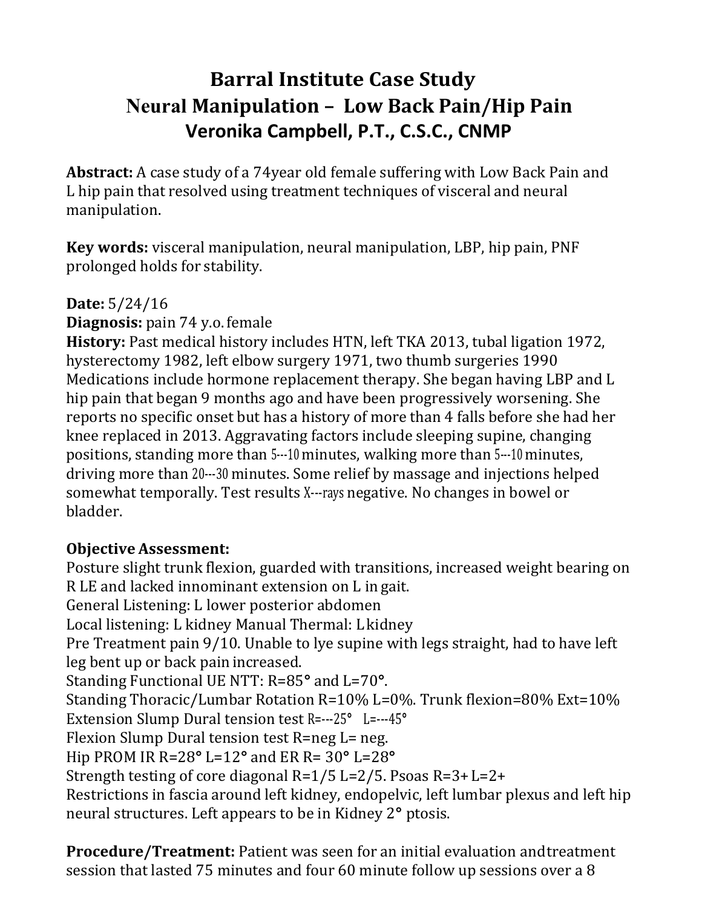# Barral Institute Case Study
## Neural Manipulation – Low Back Pain/Hip Pain
### Veronika Campbell, P.T., C.S.C., CNMP

**Abstract:** A case study of a 74year old female suffering with Low Back Pain and L hip pain that resolved using treatment techniques of visceral and neural manipulation.

**Key words:** visceral manipulation, neural manipulation, LBP, hip pain, PNF prolonged holds for stability.

**Date:** 5/24/16
**Diagnosis:** pain 74 y.o. female
**History:** Past medical history includes HTN, left TKA 2013, tubal ligation 1972, hysterectomy 1982, left elbow surgery 1971, two thumb surgeries 1990 Medications include hormone replacement therapy. She began having LBP and L hip pain that began 9 months ago and have been progressively worsening. She reports no specific onset but has a history of more than 4 falls before she had her knee replaced in 2013. Aggravating factors include sleeping supine, changing positions, standing more than 5---10 minutes, walking more than 5---10 minutes, driving more than 20---30 minutes. Some relief by massage and injections helped somewhat temporally. Test results X---rays negative. No changes in bowel or bladder.

**Objective Assessment:**
Posture slight trunk flexion, guarded with transitions, increased weight bearing on R LE and lacked innominant extension on L in gait.
General Listening: L lower posterior abdomen
Local listening: L kidney Manual Thermal: L kidney
Pre Treatment pain 9/10. Unable to lye supine with legs straight, had to have left leg bent up or back pain increased.
Standing Functional UE NTT: R=85° and L=70°.
Standing Thoracic/Lumbar Rotation R=10% L=0%. Trunk flexion=80% Ext=10%
Extension Slump Dural tension test R=---25° L=---45°
Flexion Slump Dural tension test R=neg L= neg.
Hip PROM IR R=28° L=12° and ER R= 30° L=28°
Strength testing of core diagonal R=1/5 L=2/5. Psoas R=3+ L=2+
Restrictions in fascia around left kidney, endopelvic, left lumbar plexus and left hip neural structures. Left appears to be in Kidney 2° ptosis.

**Procedure/Treatment:** Patient was seen for an initial evaluation and treatment session that lasted 75 minutes and four 60 minute follow up sessions over a 8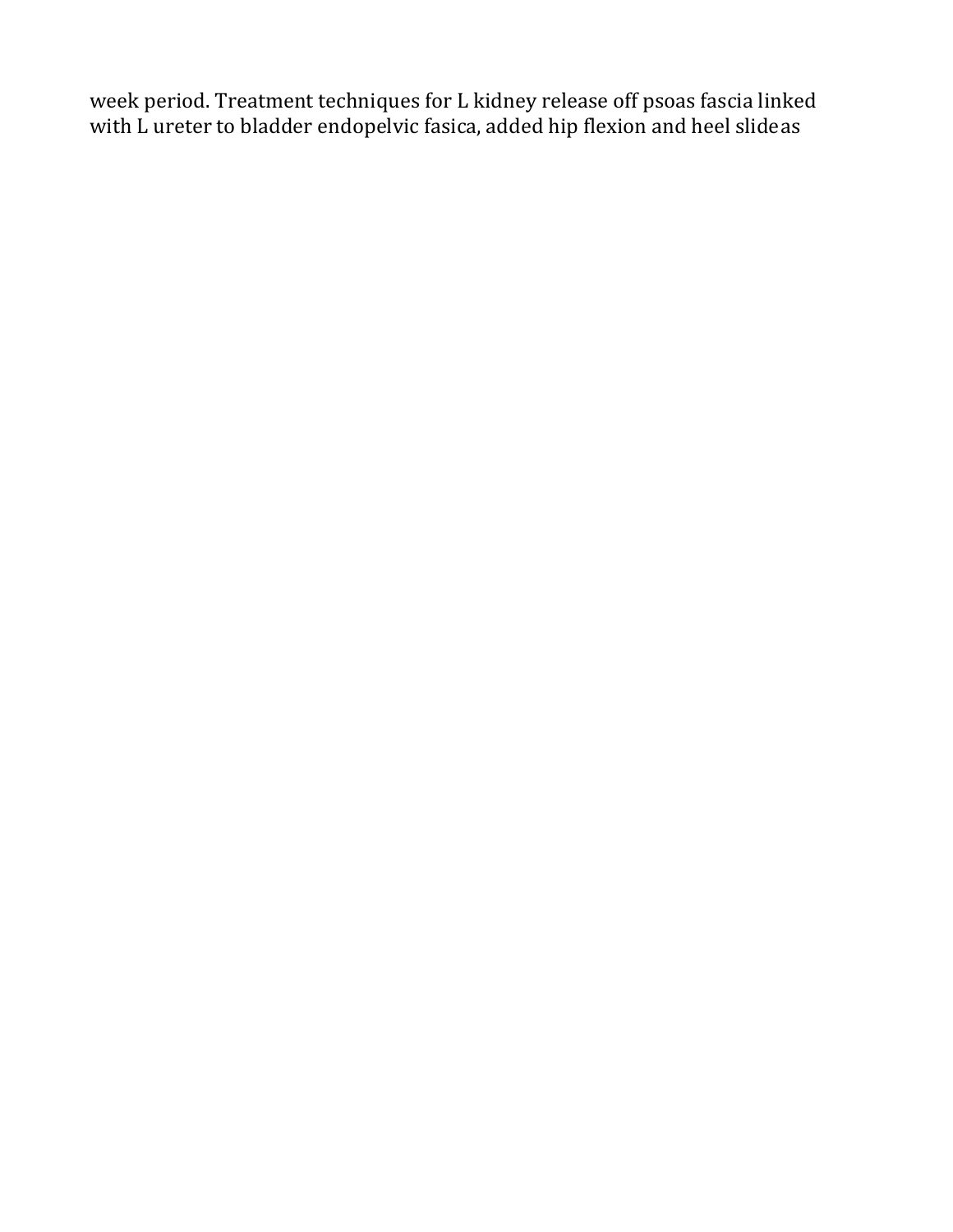week period. Treatment techniques for L kidney release off psoas fascia linked with L ureter to bladder endopelvic fasica, added hip flexion and heel slideas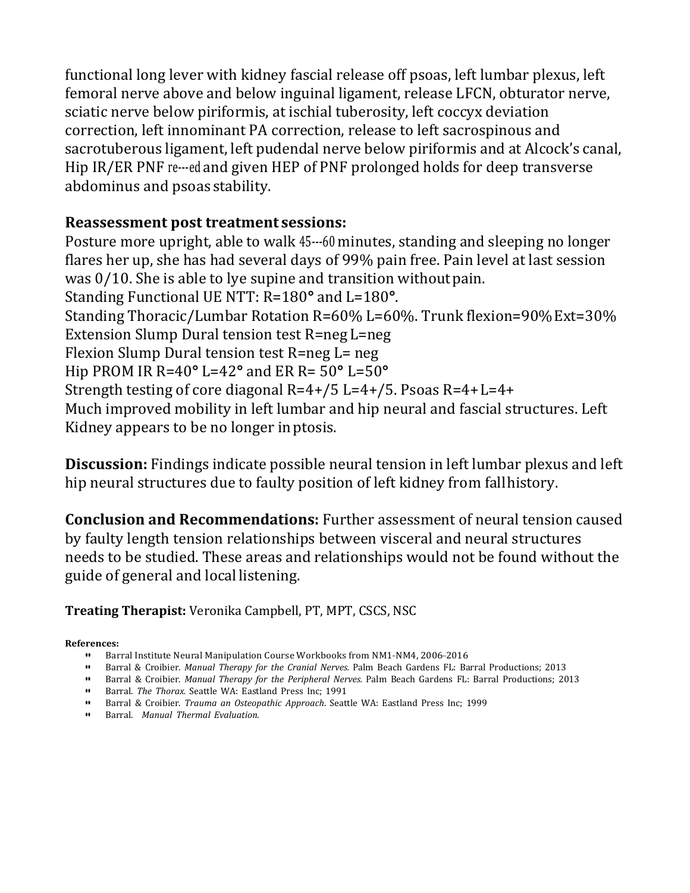functional long lever with kidney fascial release off psoas, left lumbar plexus, left femoral nerve above and below inguinal ligament, release LFCN, obturator nerve, sciatic nerve below piriformis, at ischial tuberosity, left coccyx deviation correction, left innominant PA correction, release to left sacrospinous and sacrotuberous ligament, left pudendal nerve below piriformis and at Alcock's canal, Hip IR/ER PNF re---ed and given HEP of PNF prolonged holds for deep transverse abdominus and psoas stability.

**Reassessment post treatment sessions:**

Posture more upright, able to walk 45---60 minutes, standing and sleeping no longer flares her up, she has had several days of 99% pain free. Pain level at last session was 0/10. She is able to lye supine and transition without pain.

Standing Functional UE NTT: R=180° and L=180°.

Standing Thoracic/Lumbar Rotation R=60% L=60%. Trunk flexion=90% Ext=30%

Extension Slump Dural tension test R=neg L=neg

Flexion Slump Dural tension test R=neg L= neg

Hip PROM IR R=40° L=42° and ER R= 50° L=50°

Strength testing of core diagonal R=4+/5 L=4+/5. Psoas R=4+ L=4+

Much improved mobility in left lumbar and hip neural and fascial structures. Left Kidney appears to be no longer in ptosis.

**Discussion:** Findings indicate possible neural tension in left lumbar plexus and left hip neural structures due to faulty position of left kidney from fall history.

**Conclusion and Recommendations:** Further assessment of neural tension caused by faulty length tension relationships between visceral and neural structures needs to be studied. These areas and relationships would not be found without the guide of general and local listening.

**Treating Therapist:** Veronika Campbell, PT, MPT, CSCS, NSC

**References:**

- Barral Institute Neural Manipulation Course Workbooks from NM1-NM4, 2006–2016
- Barral & Croibier. *Manual Therapy for the Cranial Nerves*. Palm Beach Gardens FL: Barral Productions; 2013
- Barral & Croibier. *Manual Therapy for the Peripheral Nerves*. Palm Beach Gardens FL: Barral Productions; 2013
- Barral. *The Thorax*. Seattle WA: Eastland Press Inc; 1991
- Barral & Croibier. *Trauma an Osteopathic Approach*. Seattle WA: Eastland Press Inc; 1999
- Barral. *Manual Thermal Evaluation*.